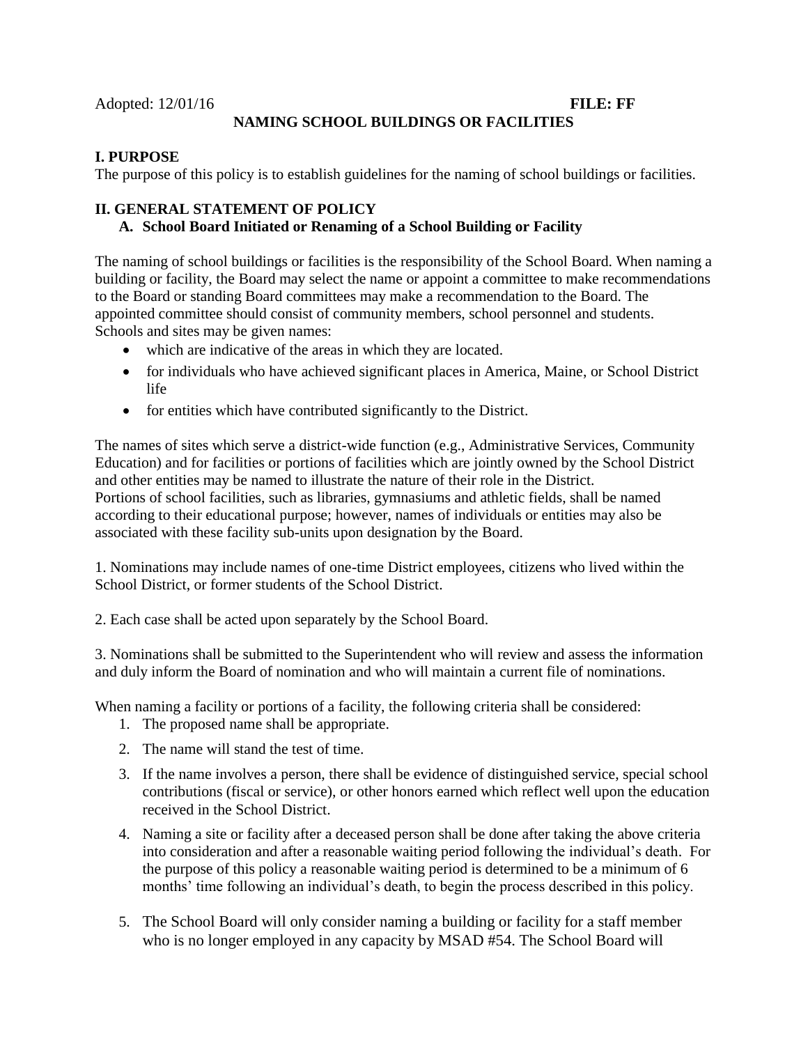Adopted: 12/01/16 **FILE: FF**

# NAMING SCHOOL BUILDINGS OR FACILITIES

## I. PURPOSE

The purpose of this policy is to establish guidelines for the naming of school buildings or facilities.

## II. GENERAL STATEMENT OF POLICY

### A. School Board Initiated or Renaming of a School Building or Facility

The naming of school buildings or facilities is the responsibility of the School Board. When naming a building or facility, the Board may select the name or appoint a committee to make recommendations to the Board or standing Board committees may make a recommendation to the Board. The appointed committee should consist of community members, school personnel and students. Schools and sites may be given names:

- which are indicative of the areas in which they are located.
- for individuals who have achieved significant places in America, Maine, or School District life
- for entities which have contributed significantly to the District.

The names of sites which serve a district-wide function (e.g., Administrative Services, Community Education) and for facilities or portions of facilities which are jointly owned by the School District and other entities may be named to illustrate the nature of their role in the District. Portions of school facilities, such as libraries, gymnasiums and athletic fields, shall be named according to their educational purpose; however, names of individuals or entities may also be associated with these facility sub-units upon designation by the Board.

1. Nominations may include names of one-time District employees, citizens who lived within the School District, or former students of the School District.

2. Each case shall be acted upon separately by the School Board.

3. Nominations shall be submitted to the Superintendent who will review and assess the information and duly inform the Board of nomination and who will maintain a current file of nominations.

When naming a facility or portions of a facility, the following criteria shall be considered:

1. The proposed name shall be appropriate.
2. The name will stand the test of time.
3. If the name involves a person, there shall be evidence of distinguished service, special school contributions (fiscal or service), or other honors earned which reflect well upon the education received in the School District.
4. Naming a site or facility after a deceased person shall be done after taking the above criteria into consideration and after a reasonable waiting period following the individual's death. For the purpose of this policy a reasonable waiting period is determined to be a minimum of 6 months' time following an individual's death, to begin the process described in this policy.
5. The School Board will only consider naming a building or facility for a staff member who is no longer employed in any capacity by MSAD #54. The School Board will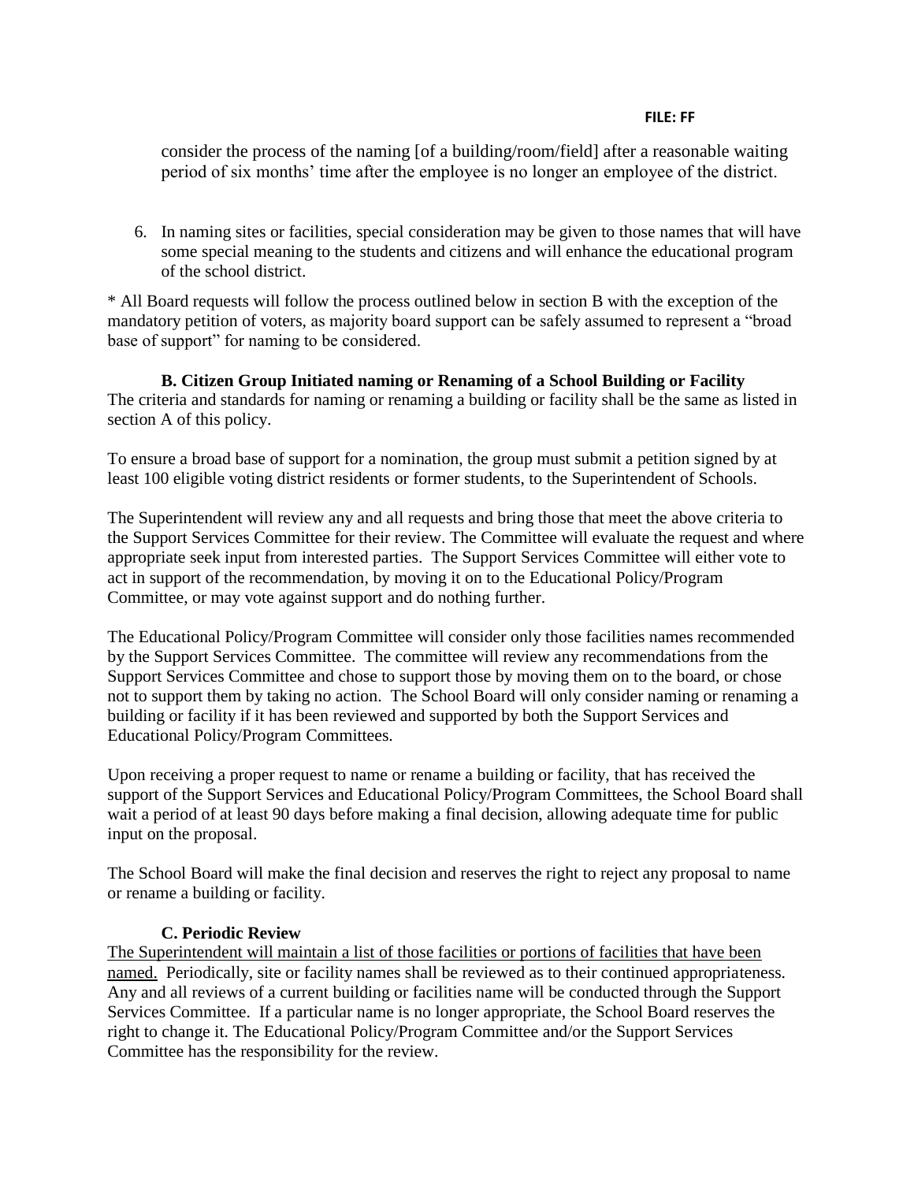consider the process of the naming [of a building/room/field] after a reasonable waiting period of six months' time after the employee is no longer an employee of the district.

6. In naming sites or facilities, special consideration may be given to those names that will have some special meaning to the students and citizens and will enhance the educational program of the school district.

* All Board requests will follow the process outlined below in section B with the exception of the mandatory petition of voters, as majority board support can be safely assumed to represent a "broad base of support" for naming to be considered.

### B. Citizen Group Initiated naming or Renaming of a School Building or Facility

The criteria and standards for naming or renaming a building or facility shall be the same as listed in section A of this policy.

To ensure a broad base of support for a nomination, the group must submit a petition signed by at least 100 eligible voting district residents or former students, to the Superintendent of Schools.

The Superintendent will review any and all requests and bring those that meet the above criteria to the Support Services Committee for their review. The Committee will evaluate the request and where appropriate seek input from interested parties. The Support Services Committee will either vote to act in support of the recommendation, by moving it on to the Educational Policy/Program Committee, or may vote against support and do nothing further.

The Educational Policy/Program Committee will consider only those facilities names recommended by the Support Services Committee. The committee will review any recommendations from the Support Services Committee and chose to support those by moving them on to the board, or chose not to support them by taking no action. The School Board will only consider naming or renaming a building or facility if it has been reviewed and supported by both the Support Services and Educational Policy/Program Committees.

Upon receiving a proper request to name or rename a building or facility, that has received the support of the Support Services and Educational Policy/Program Committees, the School Board shall wait a period of at least 90 days before making a final decision, allowing adequate time for public input on the proposal.

The School Board will make the final decision and reserves the right to reject any proposal to name or rename a building or facility.

### C. Periodic Review

The Superintendent will maintain a list of those facilities or portions of facilities that have been named. Periodically, site or facility names shall be reviewed as to their continued appropriateness. Any and all reviews of a current building or facilities name will be conducted through the Support Services Committee. If a particular name is no longer appropriate, the School Board reserves the right to change it. The Educational Policy/Program Committee and/or the Support Services Committee has the responsibility for the review.